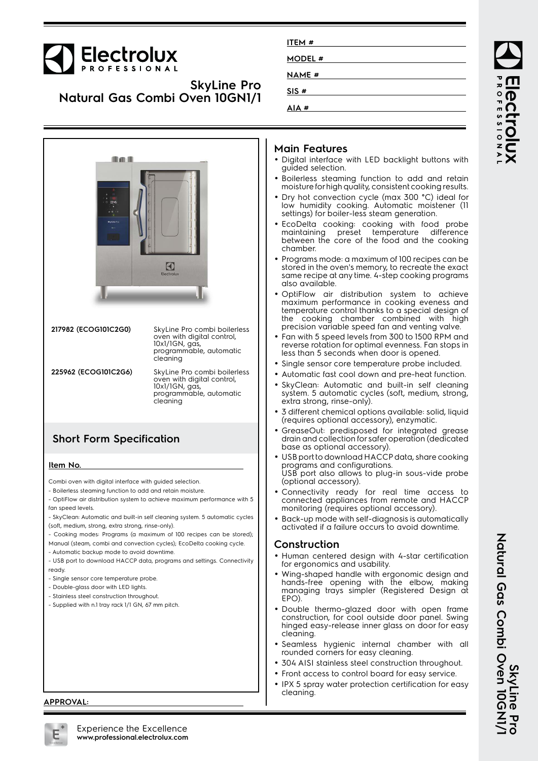# SkyLine Pro
# Natural Gas Combi Oven 10GN1/1

ITEM # 
MODEL # 
NAME # 
SIS # 
AIA # 

| | |
|---|---|
| **217982 (ECOG101C2G0)** | SkyLine Pro combi boilerless oven with digital control, 10x1/1GN, gas, programmable, automatic cleaning |
| **225962 (ECOG101C2G6)** | SkyLine Pro combi boilerless oven with digital control, 10x1/1GN, gas, programmable, automatic cleaning |

## Short Form Specification

**Item No.**

Combi oven with digital interface with guided selection.
- Boilerless steaming function to add and retain moisture.
- OptiFlow air distribution system to achieve maximum performance with 5 fan speed levels.
- SkyClean: Automatic and built-in self cleaning system. 5 automatic cycles (soft, medium, strong, extra strong, rinse-only).
- Cooking modes: Programs (a maximum of 100 recipes can be stored); Manual (steam, combi and convection cycles); EcoDelta cooking cycle.
- Automatic backup mode to avoid downtime.
- USB port to download HACCP data, programs and settings. Connectivity ready.
- Single sensor core temperature probe.
- Double-glass door with LED lights.
- Stainless steel construction throughout.
- Supplied with n.1 tray rack 1/1 GN, 67 mm pitch.

**APPROVAL:**

## Main Features

- Digital interface with LED backlight buttons with guided selection.
- Boilerless steaming function to add and retain moisture for high quality, consistent cooking results.
- Dry hot convection cycle (max 300 °C) ideal for low humidity cooking. Automatic moistener (11 settings) for boiler-less steam generation.
- EcoDelta cooking: cooking with food probe maintaining preset temperature difference between the core of the food and the cooking chamber.
- Programs mode: a maximum of 100 recipes can be stored in the oven's memory, to recreate the exact same recipe at any time. 4-step cooking programs also available.
- OptiFlow air distribution system to achieve maximum performance in cooking eveness and temperature control thanks to a special design of the cooking chamber combined with high precision variable speed fan and venting valve.
- Fan with 5 speed levels from 300 to 1500 RPM and reverse rotation for optimal evenness. Fan stops in less than 5 seconds when door is opened.
- Single sensor core temperature probe included.
- Automatic fast cool down and pre-heat function.
- SkyClean: Automatic and built-in self cleaning system. 5 automatic cycles (soft, medium, strong, extra strong, rinse-only).
- 3 different chemical options available: solid, liquid (requires optional accessory), enzymatic.
- GreaseOut: predisposed for integrated grease drain and collection for safer operation (dedicated base as optional accessory).
- USB port to download HACCP data, share cooking programs and configurations. USB port also allows to plug-in sous-vide probe (optional accessory).
- Connectivity ready for real time access to connected appliances from remote and HACCP monitoring (requires optional accessory).
- Back-up mode with self-diagnosis is automatically activated if a failure occurs to avoid downtime.

## Construction

- Human centered design with 4-star certification for ergonomics and usability.
- Wing-shaped handle with ergonomic design and hands-free opening with the elbow, making managing trays simpler (Registered Design at EPO).
- Double thermo-glazed door with open frame construction, for cool outside door panel. Swing hinged easy-release inner glass on door for easy cleaning.
- Seamless hygienic internal chamber with all rounded corners for easy cleaning.
- 304 AISI stainless steel construction throughout.
- Front access to control board for easy service.
- IPX 5 spray water protection certification for easy cleaning.

Experience the Excellence
**www.professional.electrolux.com**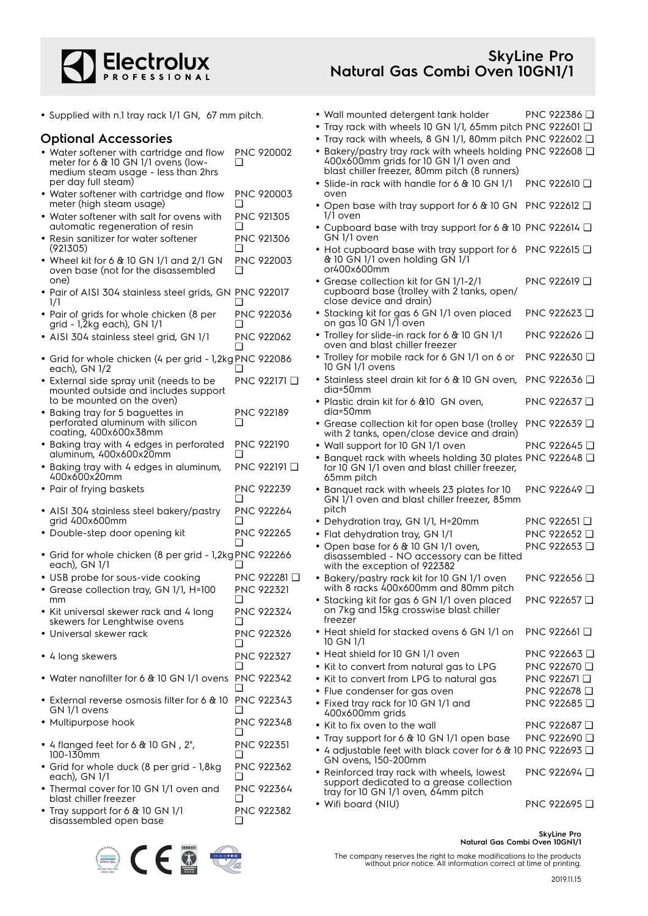- Supplied with n.1 tray rack 1/1 GN, 67 mm pitch.

## Optional Accessories

- Water softener with cartridge and flow meter for 6 & 10 GN 1/1 ovens (low-medium steam usage - less than 2hrs per day full steam) PNC 920002 ❑
- Water softener with cartridge and flow meter (high steam usage) PNC 920003 ❑
- Water softener with salt for ovens with automatic regeneration of resin PNC 921305 ❑
- Resin sanitizer for water softener (921305) PNC 921306 ❑
- Wheel kit for 6 & 10 GN 1/1 and 2/1 GN oven base (not for the disassembled one) PNC 922003 ❑
- Pair of AISI 304 stainless steel grids, GN 1/1 PNC 922017 ❑
- Pair of grids for whole chicken (8 per grid - 1,2kg each), GN 1/1 PNC 922036 ❑
- AISI 304 stainless steel grid, GN 1/1 PNC 922062 ❑
- Grid for whole chicken (4 per grid - 1,2kg each), GN 1/2 PNC 922086 ❑
- External side spray unit (needs to be mounted outside and includes support to be mounted on the oven) PNC 922171 ❑
- Baking tray for 5 baguettes in perforated aluminum with silicon coating, 400x600x38mm PNC 922189 ❑
- Baking tray with 4 edges in perforated aluminum, 400x600x20mm PNC 922190 ❑
- Baking tray with 4 edges in aluminum, 400x600x20mm PNC 922191 ❑
- Pair of frying baskets PNC 922239 ❑
- AISI 304 stainless steel bakery/pastry grid 400x600mm PNC 922264 ❑
- Double-step door opening kit PNC 922265 ❑
- Grid for whole chicken (8 per grid - 1,2kg each), GN 1/1 PNC 922266 ❑
- USB probe for sous-vide cooking PNC 922281 ❑
- Grease collection tray, GN 1/1, H=100 mm PNC 922321 ❑
- Kit universal skewer rack and 4 long skewers for Lenghtwise ovens PNC 922324 ❑
- Universal skewer rack PNC 922326 ❑
- 4 long skewers PNC 922327 ❑
- Water nanofilter for 6 & 10 GN 1/1 ovens PNC 922342 ❑
- External reverse osmosis filter for 6 & 10 GN 1/1 ovens PNC 922343 ❑
- Multipurpose hook PNC 922348 ❑
- 4 flanged feet for 6 & 10 GN , 2", 100-130mm PNC 922351 ❑
- Grid for whole duck (8 per grid - 1,8kg each), GN 1/1 PNC 922362 ❑
- Thermal cover for 10 GN 1/1 oven and blast chiller freezer PNC 922364 ❑
- Tray support for 6 & 10 GN 1/1 disassembled open base PNC 922382 ❑
- Wall mounted detergent tank holder PNC 922386 ❑
- Tray rack with wheels 10 GN 1/1, 65mm pitch PNC 922601 ❑
- Tray rack with wheels, 8 GN 1/1, 80mm pitch PNC 922602 ❑
- Bakery/pastry tray rack with wheels holding 400x600mm grids for 10 GN 1/1 oven and blast chiller freezer, 80mm pitch (8 runners) PNC 922608 ❑
- Slide-in rack with handle for 6 & 10 GN 1/1 oven PNC 922610 ❑
- Open base with tray support for 6 & 10 GN 1/1 oven PNC 922612 ❑
- Cupboard base with tray support for 6 & 10 GN 1/1 oven PNC 922614 ❑
- Hot cupboard base with tray support for 6 & 10 GN 1/1 oven holding GN 1/1 or400x600mm PNC 922615 ❑
- Grease collection kit for GN 1/1-2/1 cupboard base (trolley with 2 tanks, open/close device and drain) PNC 922619 ❑
- Stacking kit for gas 6 GN 1/1 oven placed on gas 10 GN 1/1 oven PNC 922623 ❑
- Trolley for slide-in rack for 6 & 10 GN 1/1 oven and blast chiller freezer PNC 922626 ❑
- Trolley for mobile rack for 6 GN 1/1 on 6 or 10 GN 1/1 ovens PNC 922630 ❑
- Stainless steel drain kit for 6 & 10 GN oven, dia=50mm PNC 922636 ❑
- Plastic drain kit for 6 &10 GN oven, dia=50mm PNC 922637 ❑
- Grease collection kit for open base (trolley with 2 tanks, open/close device and drain) PNC 922639 ❑
- Wall support for 10 GN 1/1 oven PNC 922645 ❑
- Banquet rack with wheels holding 30 plates for 10 GN 1/1 oven and blast chiller freezer, 65mm pitch PNC 922648 ❑
- Banquet rack with wheels 23 plates for 10 GN 1/1 oven and blast chiller freezer, 85mm pitch PNC 922649 ❑
- Dehydration tray, GN 1/1, H=20mm PNC 922651 ❑
- Flat dehydration tray, GN 1/1 PNC 922652 ❑
- Open base for 6 & 10 GN 1/1 oven, disassembled - NO accessory can be fitted with the exception of 922382 PNC 922653 ❑
- Bakery/pastry rack kit for 10 GN 1/1 oven with 8 racks 400x600mm and 80mm pitch PNC 922656 ❑
- Stacking kit for gas 6 GN 1/1 oven placed on 7kg and 15kg crosswise blast chiller freezer PNC 922657 ❑
- Heat shield for stacked ovens 6 GN 1/1 on 10 GN 1/1 PNC 922661 ❑
- Heat shield for 10 GN 1/1 oven PNC 922663 ❑
- Kit to convert from natural gas to LPG PNC 922670 ❑
- Kit to convert from LPG to natural gas PNC 922671 ❑
- Flue condenser for gas oven PNC 922678 ❑
- Fixed tray rack for 10 GN 1/1 and 400x600mm grids PNC 922685 ❑
- Kit to fix oven to the wall PNC 922687 ❑
- Tray support for 6 & 10 GN 1/1 open base PNC 922690 ❑
- 4 adjustable feet with black cover for 6 & 10 GN ovens, 150-200mm PNC 922693 ❑
- Reinforced tray rack with wheels, lowest support dedicated to a grease collection tray for 10 GN 1/1 oven, 64mm pitch PNC 922694 ❑
- Wifi board (NIU) PNC 922695 ❑

The company reserves the right to make modifications to the products without prior notice. All information correct at time of printing.

2019.11.15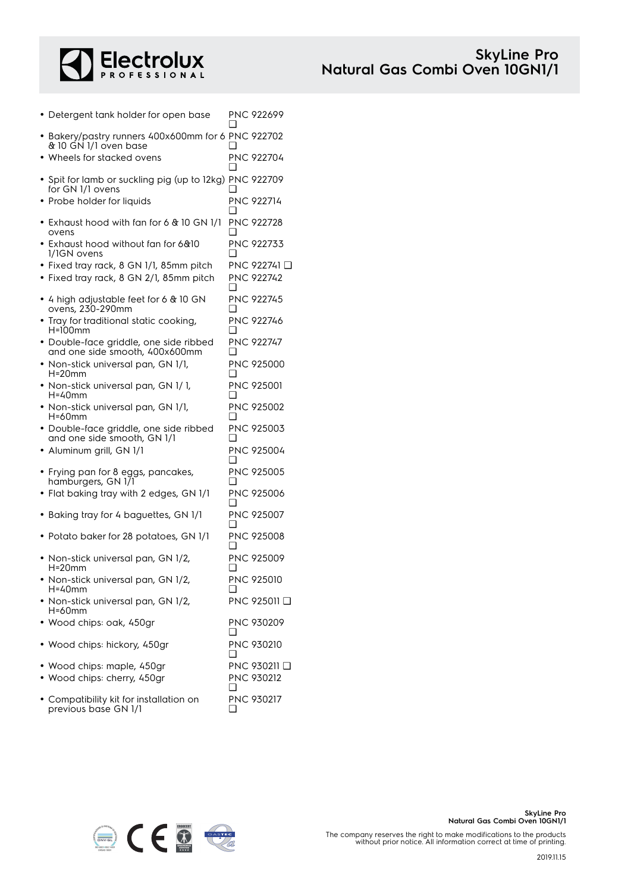- Detergent tank holder for open base PNC 922699 ❑
- Bakery/pastry runners 400x600mm for 6 & 10 GN 1/1 oven base PNC 922702 ❑
- Wheels for stacked ovens PNC 922704 ❑
- Spit for lamb or suckling pig (up to 12kg) for GN 1/1 ovens PNC 922709 ❑
- Probe holder for liquids PNC 922714 ❑
- Exhaust hood with fan for 6 & 10 GN 1/1 ovens PNC 922728 ❑
- Exhaust hood without fan for 6&10 1/1GN ovens PNC 922733 ❑
- Fixed tray rack, 8 GN 1/1, 85mm pitch PNC 922741 ❑
- Fixed tray rack, 8 GN 2/1, 85mm pitch PNC 922742 ❑
- 4 high adjustable feet for 6 & 10 GN ovens, 230-290mm PNC 922745 ❑
- Tray for traditional static cooking, H=100mm PNC 922746 ❑
- Double-face griddle, one side ribbed and one side smooth, 400x600mm PNC 922747 ❑
- Non-stick universal pan, GN 1/1, H=20mm PNC 925000 ❑
- Non-stick universal pan, GN 1/ 1, H=40mm PNC 925001 ❑
- Non-stick universal pan, GN 1/1, H=60mm PNC 925002 ❑
- Double-face griddle, one side ribbed and one side smooth, GN 1/1 PNC 925003 ❑
- Aluminum grill, GN 1/1 PNC 925004 ❑
- Frying pan for 8 eggs, pancakes, hamburgers, GN 1/1 PNC 925005 ❑
- Flat baking tray with 2 edges, GN 1/1 PNC 925006 ❑
- Baking tray for 4 baguettes, GN 1/1 PNC 925007 ❑
- Potato baker for 28 potatoes, GN 1/1 PNC 925008 ❑
- Non-stick universal pan, GN 1/2, H=20mm PNC 925009 ❑
- Non-stick universal pan, GN 1/2, H=40mm PNC 925010 ❑
- Non-stick universal pan, GN 1/2, H=60mm PNC 925011 ❑
- Wood chips: oak, 450gr PNC 930209 ❑
- Wood chips: hickory, 450gr PNC 930210 ❑
- Wood chips: maple, 450gr PNC 930211 ❑
- Wood chips: cherry, 450gr PNC 930212 ❑
- Compatibility kit for installation on previous base GN 1/1 PNC 930217 ❑

The company reserves the right to make modifications to the products without prior notice. All information correct at time of printing.

2019.11.15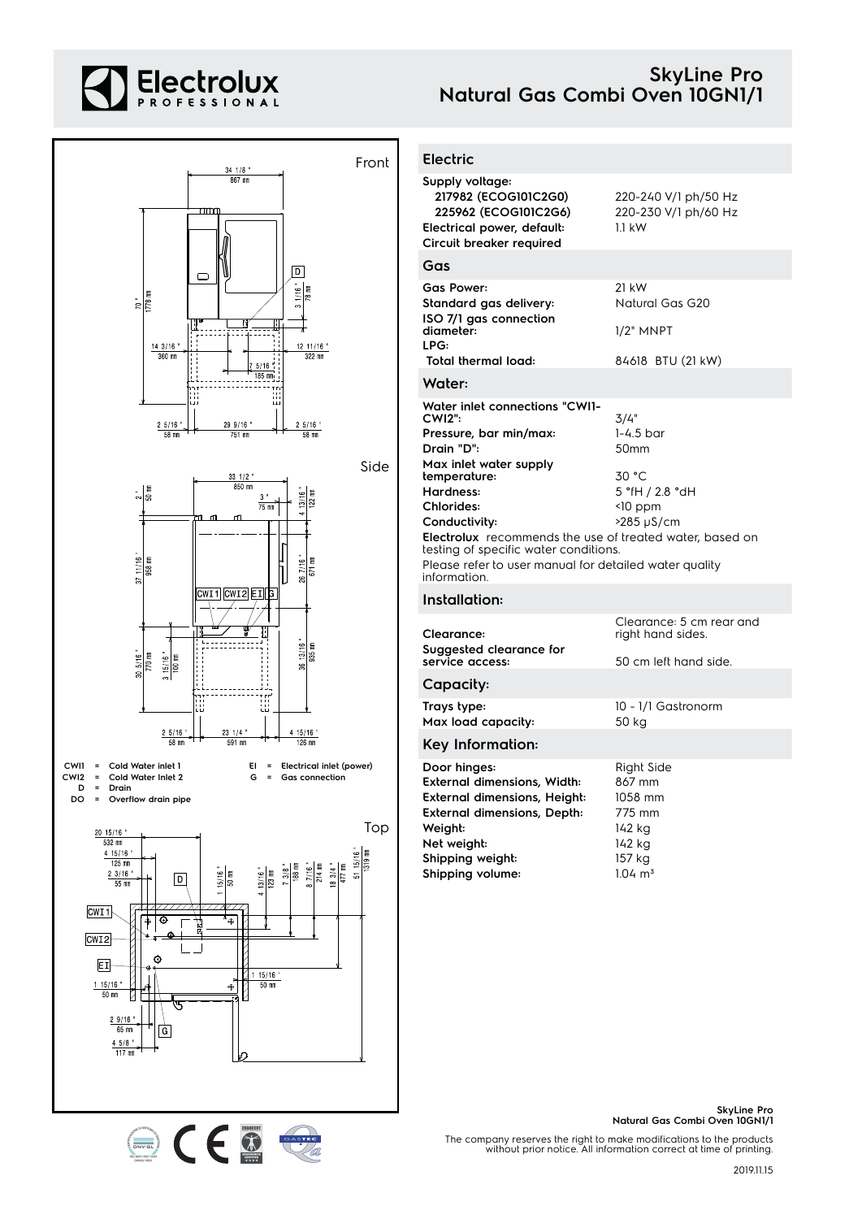# SkyLine Pro Natural Gas Combi Oven 10GN1/1

Front

34 1/8 "
867 mm
70 "
1778 mm
3 1/16 "
78 mm
14 3/16 "
360 mm
12 11/16 "
322 mm
7 5/16 "
185 mm
2 5/16 "
58 mm
29 9/16 "
751 mm
2 5/16 "
58 mm

Side

33 1/2 "
850 mm
3 "
75 mm
2 "
50 mm
4 13/16 "
122 mm
37 11/16 "
958 mm
26 7/16 "
671 mm
30 5/16 "
770 mm
3 15/16 "
100 mm
36 13/16 "
935 mm
2 5/16 "
58 mm
23 1/4 "
591 mm
4 15/16 "
126 mm

CWI1 = Cold Water inlet 1
CWI2 = Cold Water Inlet 2
D = Drain
DO = Overflow drain pipe
EI = Electrical inlet (power)
G = Gas connection

Top

20 15/16 "
532 mm
4 15/16 "
125 mm
2 3/16 "
55 mm
1 15/16 "
50 mm
4 13/16 "
123 mm
7 3/8 "
188 mm
8 7/16 "
214 mm
18 3/4 "
477 mm
51 15/16 "
1319 mm
1 15/16 "
50 mm
1 15/16 "
50 mm
2 9/16 "
65 mm
4 5/8 "
117 mm

## Electric

| | |
|---|---|
| **Supply voltage:** | |
| **217982 (ECOG101C2G0)** | 220-240 V/1 ph/50 Hz |
| **225962 (ECOG101C2G6)** | 220-230 V/1 ph/60 Hz |
| **Electrical power, default:** | 1.1 kW |
| **Circuit breaker required** | |

## Gas

| | |
|---|---|
| **Gas Power:** | 21 kW |
| **Standard gas delivery:** | Natural Gas G20 |
| **ISO 7/1 gas connection diameter:** | 1/2" MNPT |
| **LPG:** | |
| **Total thermal load:** | 84618 BTU (21 kW) |

## Water:

| | |
|---|---|
| **Water inlet connections "CWI1-CWI2":** | 3/4" |
| **Pressure, bar min/max:** | 1-4.5 bar |
| **Drain "D":** | 50mm |
| **Max inlet water supply temperature:** | 30 °C |
| **Hardness:** | 5 °fH / 2.8 °dH |
| **Chlorides:** | <10 ppm |
| **Conductivity:** | >285 µS/cm |

**Electrolux** recommends the use of treated water, based on testing of specific water conditions.

Please refer to user manual for detailed water quality information.

## Installation:

| | |
|---|---|
| **Clearance:** | Clearance: 5 cm rear and right hand sides. |
| **Suggested clearance for service access:** | 50 cm left hand side. |

## Capacity:

| | |
|---|---|
| **Trays type:** | 10 - 1/1 Gastronorm |
| **Max load capacity:** | 50 kg |

## Key Information:

| | |
|---|---|
| **Door hinges:** | Right Side |
| **External dimensions, Width:** | 867 mm |
| **External dimensions, Height:** | 1058 mm |
| **External dimensions, Depth:** | 775 mm |
| **Weight:** | 142 kg |
| **Net weight:** | 142 kg |
| **Shipping weight:** | 157 kg |
| **Shipping volume:** | 1.04 m³ |

The company reserves the right to make modifications to the products without prior notice. All information correct at time of printing.

2019.11.15